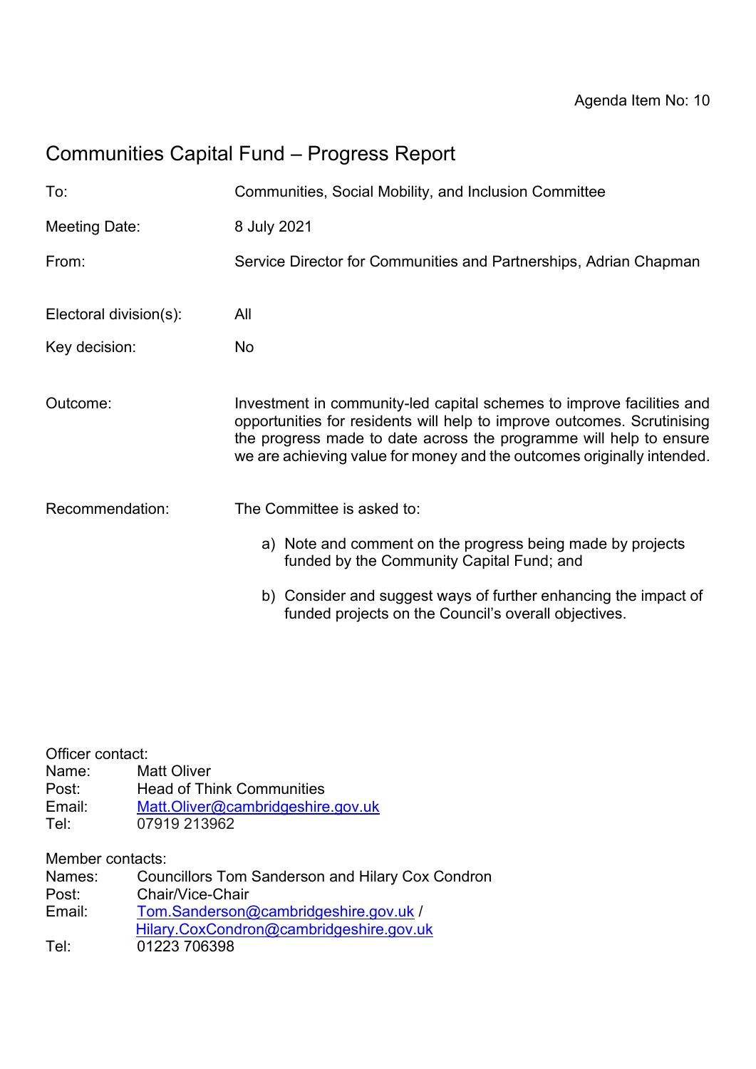Agenda Item No: 10

# Communities Capital Fund – Progress Report

To: Communities, Social Mobility, and Inclusion Committee

Meeting Date: 8 July 2021

From: Service Director for Communities and Partnerships, Adrian Chapman

Electoral division(s): All

Key decision: No

Outcome: Investment in community-led capital schemes to improve facilities and opportunities for residents will help to improve outcomes. Scrutinising the progress made to date across the programme will help to ensure we are achieving value for money and the outcomes originally intended.

Recommendation: The Committee is asked to:

a) Note and comment on the progress being made by projects funded by the Community Capital Fund; and

b) Consider and suggest ways of further enhancing the impact of funded projects on the Council's overall objectives.

Officer contact:
Name: Matt Oliver
Post: Head of Think Communities
Email: Matt.Oliver@cambridgeshire.gov.uk
Tel: 07919 213962

Member contacts:
Names: Councillors Tom Sanderson and Hilary Cox Condron
Post: Chair/Vice-Chair
Email: Tom.Sanderson@cambridgeshire.gov.uk / Hilary.CoxCondron@cambridgeshire.gov.uk
Tel: 01223 706398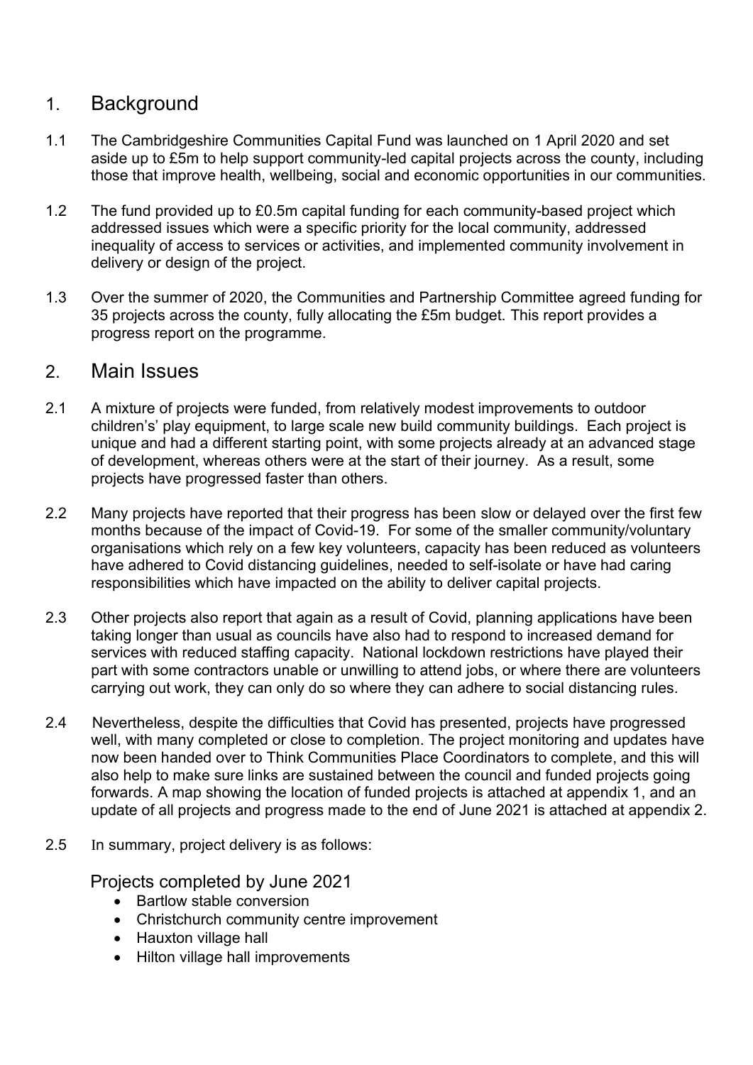## 1. Background

1.1 The Cambridgeshire Communities Capital Fund was launched on 1 April 2020 and set aside up to £5m to help support community-led capital projects across the county, including those that improve health, wellbeing, social and economic opportunities in our communities.

1.2 The fund provided up to £0.5m capital funding for each community-based project which addressed issues which were a specific priority for the local community, addressed inequality of access to services or activities, and implemented community involvement in delivery or design of the project.

1.3 Over the summer of 2020, the Communities and Partnership Committee agreed funding for 35 projects across the county, fully allocating the £5m budget. This report provides a progress report on the programme.

## 2. Main Issues

2.1 A mixture of projects were funded, from relatively modest improvements to outdoor children's' play equipment, to large scale new build community buildings. Each project is unique and had a different starting point, with some projects already at an advanced stage of development, whereas others were at the start of their journey. As a result, some projects have progressed faster than others.

2.2 Many projects have reported that their progress has been slow or delayed over the first few months because of the impact of Covid-19. For some of the smaller community/voluntary organisations which rely on a few key volunteers, capacity has been reduced as volunteers have adhered to Covid distancing guidelines, needed to self-isolate or have had caring responsibilities which have impacted on the ability to deliver capital projects.

2.3 Other projects also report that again as a result of Covid, planning applications have been taking longer than usual as councils have also had to respond to increased demand for services with reduced staffing capacity. National lockdown restrictions have played their part with some contractors unable or unwilling to attend jobs, or where there are volunteers carrying out work, they can only do so where they can adhere to social distancing rules.

2.4 Nevertheless, despite the difficulties that Covid has presented, projects have progressed well, with many completed or close to completion. The project monitoring and updates have now been handed over to Think Communities Place Coordinators to complete, and this will also help to make sure links are sustained between the council and funded projects going forwards. A map showing the location of funded projects is attached at appendix 1, and an update of all projects and progress made to the end of June 2021 is attached at appendix 2.

2.5 In summary, project delivery is as follows:

### Projects completed by June 2021

- Bartlow stable conversion
- Christchurch community centre improvement
- Hauxton village hall
- Hilton village hall improvements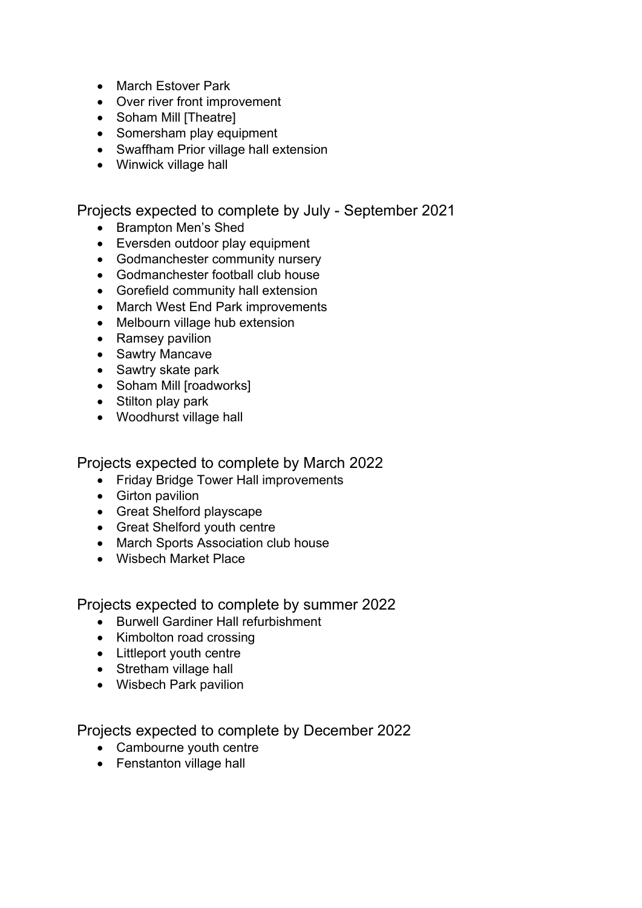- March Estover Park
- Over river front improvement
- Soham Mill [Theatre]
- Somersham play equipment
- Swaffham Prior village hall extension
- Winwick village hall

## Projects expected to complete by July - September 2021

- Brampton Men's Shed
- Eversden outdoor play equipment
- Godmanchester community nursery
- Godmanchester football club house
- Gorefield community hall extension
- March West End Park improvements
- Melbourn village hub extension
- Ramsey pavilion
- Sawtry Mancave
- Sawtry skate park
- Soham Mill [roadworks]
- Stilton play park
- Woodhurst village hall

## Projects expected to complete by March 2022

- Friday Bridge Tower Hall improvements
- Girton pavilion
- Great Shelford playscape
- Great Shelford youth centre
- March Sports Association club house
- Wisbech Market Place

## Projects expected to complete by summer 2022

- Burwell Gardiner Hall refurbishment
- Kimbolton road crossing
- Littleport youth centre
- Stretham village hall
- Wisbech Park pavilion

## Projects expected to complete by December 2022

- Cambourne youth centre
- Fenstanton village hall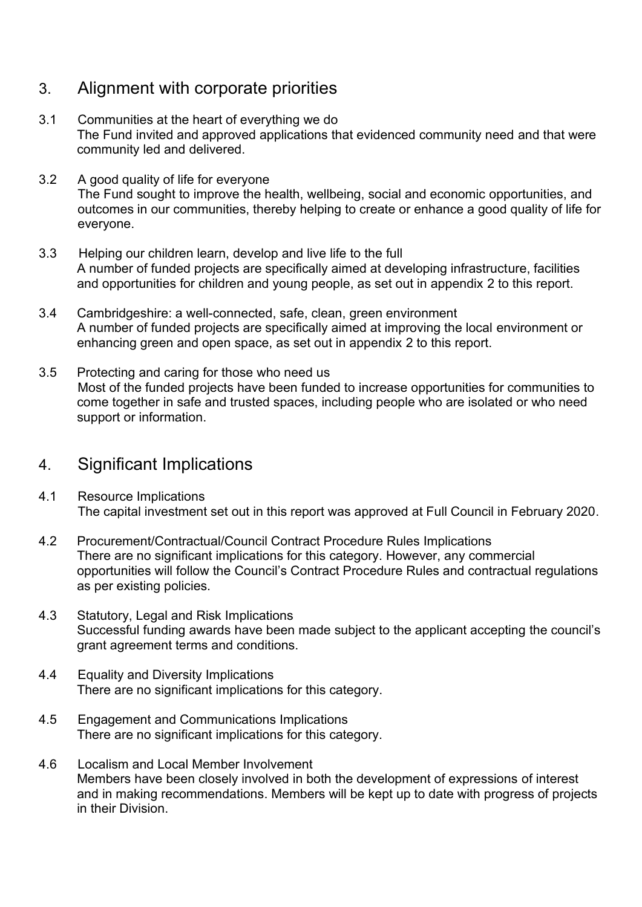## 3. Alignment with corporate priorities

3.1 Communities at the heart of everything we do

The Fund invited and approved applications that evidenced community need and that were community led and delivered.

3.2 A good quality of life for everyone

The Fund sought to improve the health, wellbeing, social and economic opportunities, and outcomes in our communities, thereby helping to create or enhance a good quality of life for everyone.

3.3 Helping our children learn, develop and live life to the full

A number of funded projects are specifically aimed at developing infrastructure, facilities and opportunities for children and young people, as set out in appendix 2 to this report.

3.4 Cambridgeshire: a well-connected, safe, clean, green environment

A number of funded projects are specifically aimed at improving the local environment or enhancing green and open space, as set out in appendix 2 to this report.

3.5 Protecting and caring for those who need us

Most of the funded projects have been funded to increase opportunities for communities to come together in safe and trusted spaces, including people who are isolated or who need support or information.

## 4. Significant Implications

4.1 Resource Implications

The capital investment set out in this report was approved at Full Council in February 2020.

4.2 Procurement/Contractual/Council Contract Procedure Rules Implications

There are no significant implications for this category. However, any commercial opportunities will follow the Council's Contract Procedure Rules and contractual regulations as per existing policies.

4.3 Statutory, Legal and Risk Implications

Successful funding awards have been made subject to the applicant accepting the council's grant agreement terms and conditions.

4.4 Equality and Diversity Implications

There are no significant implications for this category.

4.5 Engagement and Communications Implications

There are no significant implications for this category.

4.6 Localism and Local Member Involvement

Members have been closely involved in both the development of expressions of interest and in making recommendations. Members will be kept up to date with progress of projects in their Division.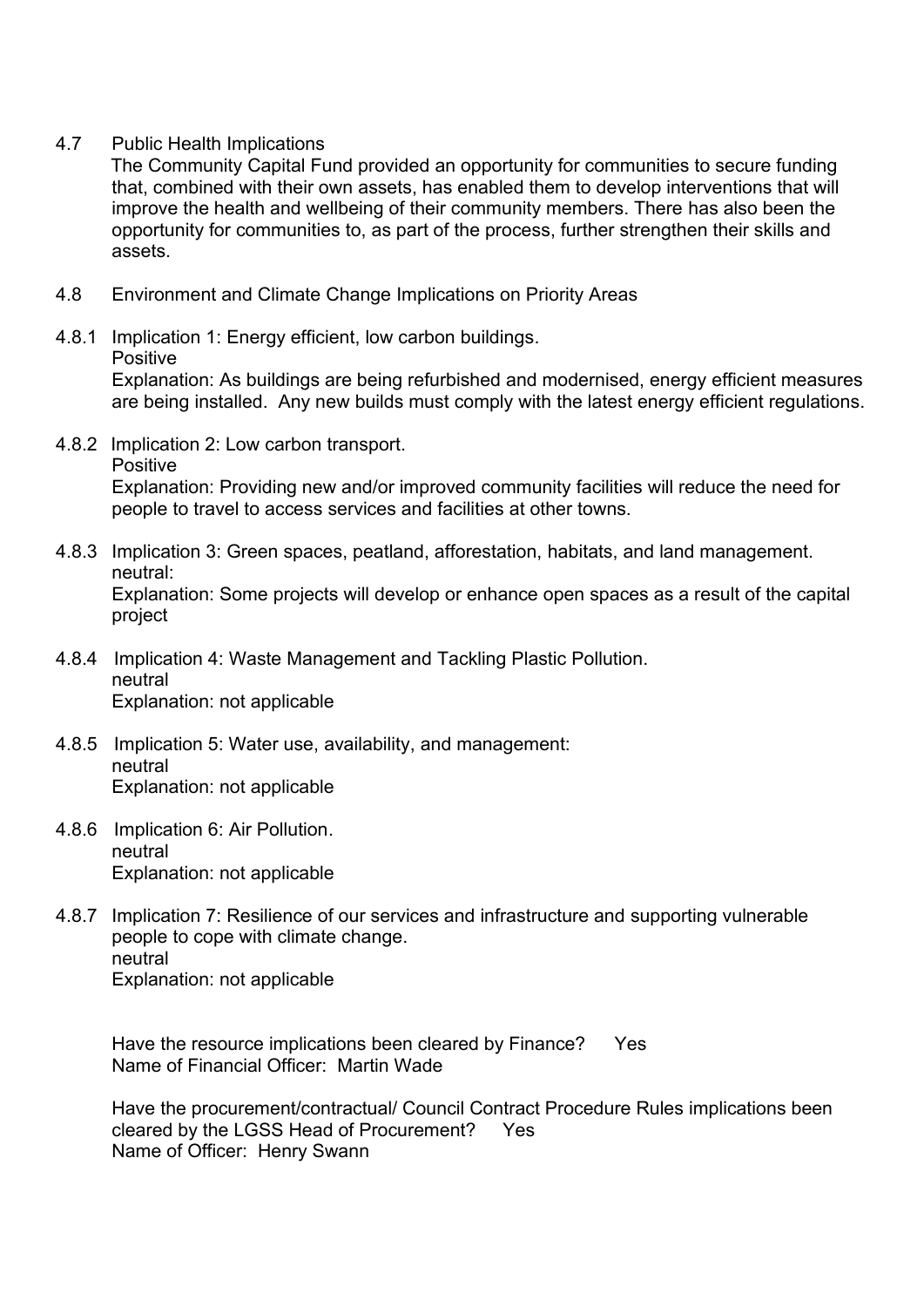### 4.7 Public Health Implications

The Community Capital Fund provided an opportunity for communities to secure funding that, combined with their own assets, has enabled them to develop interventions that will improve the health and wellbeing of their community members. There has also been the opportunity for communities to, as part of the process, further strengthen their skills and assets.

### 4.8 Environment and Climate Change Implications on Priority Areas

4.8.1 Implication 1: Energy efficient, low carbon buildings.
Positive
Explanation: As buildings are being refurbished and modernised, energy efficient measures are being installed. Any new builds must comply with the latest energy efficient regulations.

4.8.2 Implication 2: Low carbon transport.
Positive
Explanation: Providing new and/or improved community facilities will reduce the need for people to travel to access services and facilities at other towns.

4.8.3 Implication 3: Green spaces, peatland, afforestation, habitats, and land management.
neutral:
Explanation: Some projects will develop or enhance open spaces as a result of the capital project

4.8.4 Implication 4: Waste Management and Tackling Plastic Pollution.
neutral
Explanation: not applicable

4.8.5 Implication 5: Water use, availability, and management:
neutral
Explanation: not applicable

4.8.6 Implication 6: Air Pollution.
neutral
Explanation: not applicable

4.8.7 Implication 7: Resilience of our services and infrastructure and supporting vulnerable people to cope with climate change.
neutral
Explanation: not applicable

Have the resource implications been cleared by Finance? Yes
Name of Financial Officer: Martin Wade

Have the procurement/contractual/ Council Contract Procedure Rules implications been cleared by the LGSS Head of Procurement? Yes
Name of Officer: Henry Swann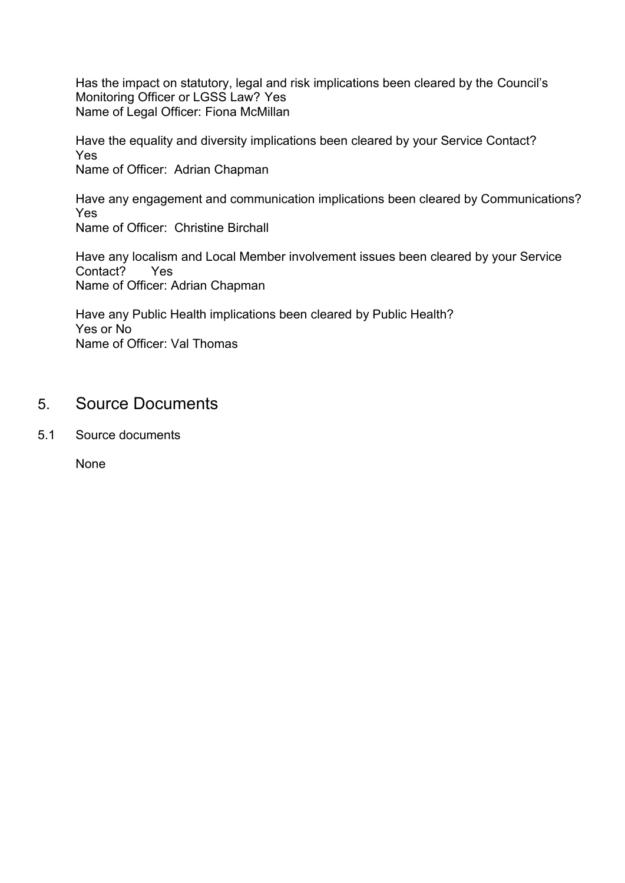Has the impact on statutory, legal and risk implications been cleared by the Council's Monitoring Officer or LGSS Law? Yes
Name of Legal Officer: Fiona McMillan

Have the equality and diversity implications been cleared by your Service Contact?
Yes
Name of Officer: Adrian Chapman

Have any engagement and communication implications been cleared by Communications?
Yes
Name of Officer: Christine Birchall

Have any localism and Local Member involvement issues been cleared by your Service Contact? Yes
Name of Officer: Adrian Chapman

Have any Public Health implications been cleared by Public Health?
Yes or No
Name of Officer: Val Thomas

## 5. Source Documents

5.1 Source documents

None